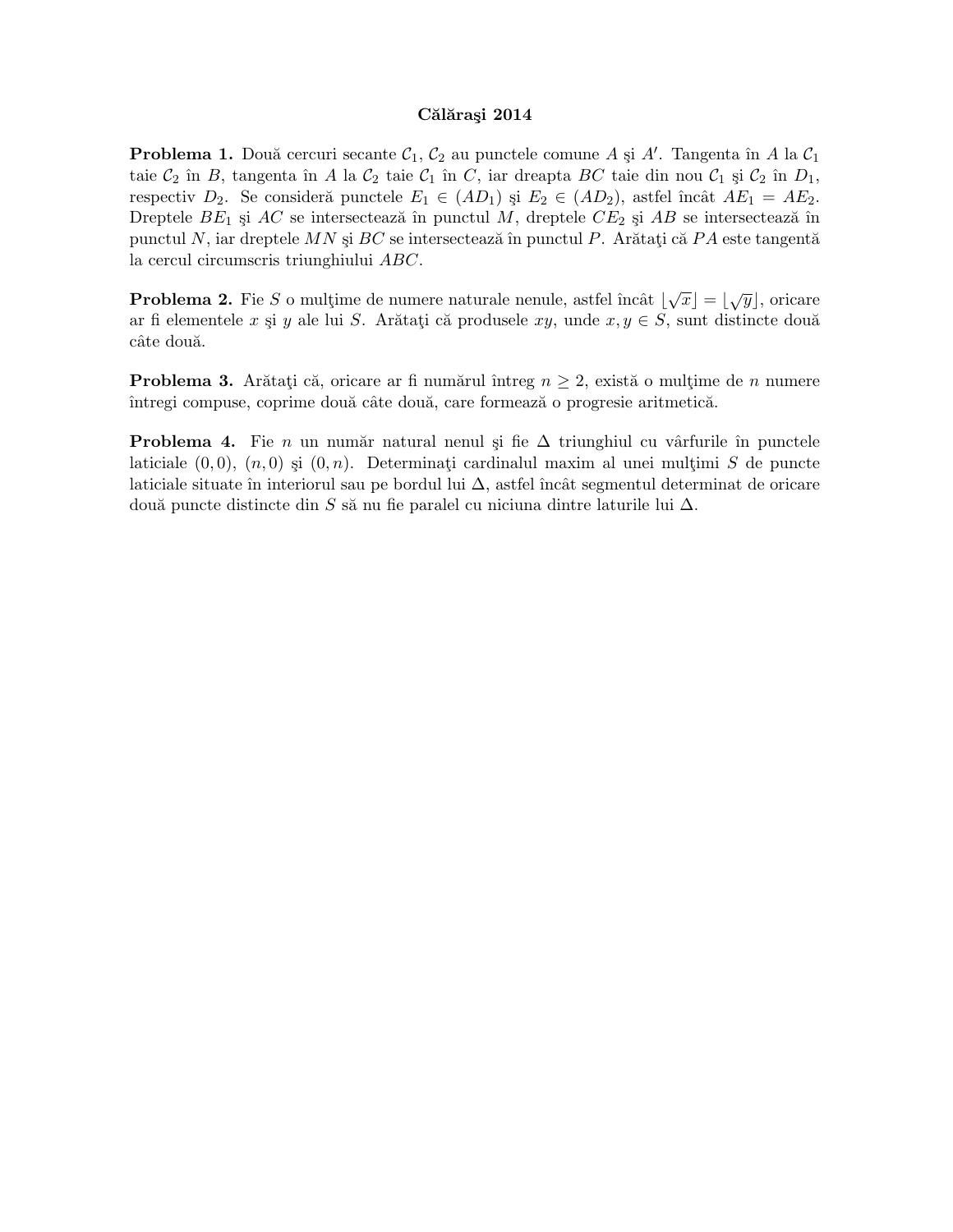# Călăraşi 2014

**Problema 1.** Două cercuri secante $\mathcal{C}_1$, $\mathcal{C}_2$ au punctele comune $A$ şi $A'$. Tangenta în $A$ la $\mathcal{C}_1$ taie $\mathcal{C}_2$ în $B$, tangenta în $A$ la $\mathcal{C}_2$ taie $\mathcal{C}_1$ în $C$, iar dreapta $BC$ taie din nou $\mathcal{C}_1$ şi $\mathcal{C}_2$ în $D_1$, respectiv $D_2$. Se consideră punctele $E_1 \in (AD_1)$ şi $E_2 \in (AD_2)$, astfel încât $AE_1 = AE_2$. Dreptele $BE_1$ şi $AC$ se intersectează în punctul $M$, dreptele $CE_2$ şi $AB$ se intersectează în punctul $N$, iar dreptele $MN$ şi $BC$ se intersectează în punctul $P$. Arătaţi că $PA$ este tangentă la cercul circumscris triunghiului $ABC$.

**Problema 2.** Fie $S$ o mulţime de numere naturale nenule, astfel încât $\lfloor \sqrt{x} \rfloor = \lfloor \sqrt{y} \rfloor$, oricare ar fi elementele $x$ şi $y$ ale lui $S$. Arătaţi că produsele $xy$, unde $x, y \in S$, sunt distincte două câte două.

**Problema 3.** Arătaţi că, oricare ar fi numărul întreg $n \geq 2$, există o mulţime de $n$ numere întregi compuse, coprime două câte două, care formează o progresie aritmetică.

**Problema 4.** Fie $n$ un număr natural nenul şi fie $\Delta$ triunghiul cu vârfurile în punctele laticiale $(0,0)$, $(n,0)$ şi $(0,n)$. Determinaţi cardinalul maxim al unei mulţimi $S$ de puncte laticiale situate în interiorul sau pe bordul lui $\Delta$, astfel încât segmentul determinat de oricare două puncte distincte din $S$ să nu fie paralel cu niciuna dintre laturile lui $\Delta$.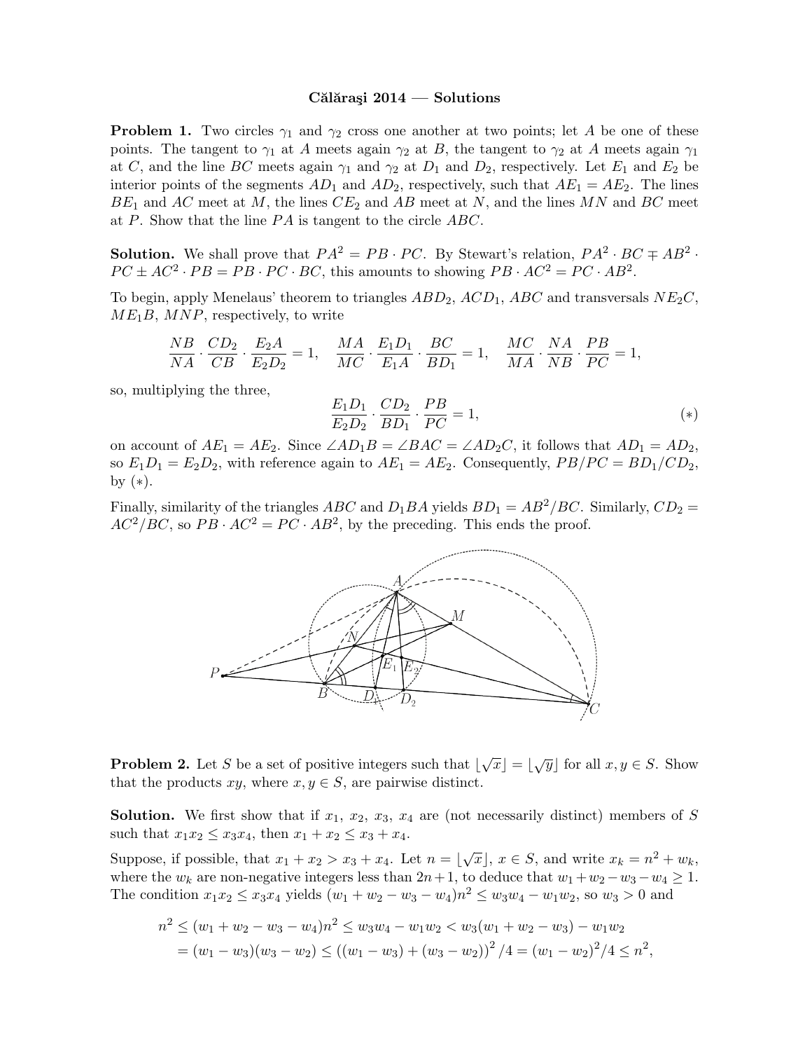**Călăraşi 2014 — Solutions**

**Problem 1.** Two circles $\gamma_1$ and $\gamma_2$ cross one another at two points; let $A$ be one of these points. The tangent to $\gamma_1$ at $A$ meets again $\gamma_2$ at $B$, the tangent to $\gamma_2$ at $A$ meets again $\gamma_1$ at $C$, and the line $BC$ meets again $\gamma_1$ and $\gamma_2$ at $D_1$ and $D_2$, respectively. Let $E_1$ and $E_2$ be interior points of the segments $AD_1$ and $AD_2$, respectively, such that $AE_1 = AE_2$. The lines $BE_1$ and $AC$ meet at $M$, the lines $CE_2$ and $AB$ meet at $N$, and the lines $MN$ and $BC$ meet at $P$. Show that the line $PA$ is tangent to the circle $ABC$.

**Solution.** We shall prove that $PA^2 = PB \cdot PC$. By Stewart's relation, $PA^2 \cdot BC \mp AB^2 \cdot PC \pm AC^2 \cdot PB = PB \cdot PC \cdot BC$, this amounts to showing $PB \cdot AC^2 = PC \cdot AB^2$.

To begin, apply Menelaus' theorem to triangles $ABD_2$, $ACD_1$, $ABC$ and transversals $NE_2C$, $ME_1B$, $MNP$, respectively, to write

$$\frac{NB}{NA} \cdot \frac{CD_2}{CB} \cdot \frac{E_2A}{E_2D_2} = 1, \quad \frac{MA}{MC} \cdot \frac{E_1D_1}{E_1A} \cdot \frac{BC}{BD_1} = 1, \quad \frac{MC}{MA} \cdot \frac{NA}{NB} \cdot \frac{PB}{PC} = 1,$$

so, multiplying the three,

$$\frac{E_1D_1}{E_2D_2} \cdot \frac{CD_2}{BD_1} \cdot \frac{PB}{PC} = 1, \qquad (*)$$

on account of $AE_1 = AE_2$. Since $\angle AD_1B = \angle BAC = \angle AD_2C$, it follows that $AD_1 = AD_2$, so $E_1D_1 = E_2D_2$, with reference again to $AE_1 = AE_2$. Consequently, $PB/PC = BD_1/CD_2$, by $(*)$.

Finally, similarity of the triangles $ABC$ and $D_1BA$ yields $BD_1 = AB^2/BC$. Similarly, $CD_2 = AC^2/BC$, so $PB \cdot AC^2 = PC \cdot AB^2$, by the preceding. This ends the proof.

**Problem 2.** Let $S$ be a set of positive integers such that $\lfloor \sqrt{x} \rfloor = \lfloor \sqrt{y} \rfloor$ for all $x, y \in S$. Show that the products $xy$, where $x, y \in S$, are pairwise distinct.

**Solution.** We first show that if $x_1$, $x_2$, $x_3$, $x_4$ are (not necessarily distinct) members of $S$ such that $x_1x_2 \le x_3x_4$, then $x_1 + x_2 \le x_3 + x_4$.

Suppose, if possible, that $x_1 + x_2 > x_3 + x_4$. Let $n = \lfloor \sqrt{x} \rfloor$, $x \in S$, and write $x_k = n^2 + w_k$, where the $w_k$ are non-negative integers less than $2n+1$, to deduce that $w_1 + w_2 - w_3 - w_4 \ge 1$. The condition $x_1x_2 \le x_3x_4$ yields $(w_1 + w_2 - w_3 - w_4)n^2 \le w_3w_4 - w_1w_2$, so $w_3 > 0$ and

$$\begin{aligned} n^2 &\le (w_1 + w_2 - w_3 - w_4)n^2 \le w_3w_4 - w_1w_2 < w_3(w_1 + w_2 - w_3) - w_1w_2 \\ &= (w_1 - w_3)(w_3 - w_2) \le \left((w_1 - w_3) + (w_3 - w_2)\right)^2/4 = (w_1 - w_2)^2/4 \le n^2, \end{aligned}$$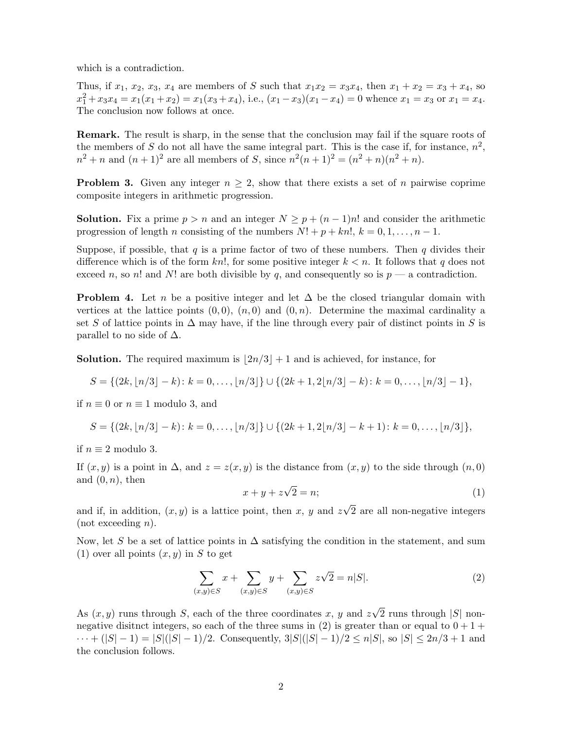which is a contradiction.

Thus, if $x_1$, $x_2$, $x_3$, $x_4$ are members of $S$ such that $x_1x_2 = x_3x_4$, then $x_1 + x_2 = x_3 + x_4$, so $x_1^2 + x_3x_4 = x_1(x_1+x_2) = x_1(x_3+x_4)$, i.e., $(x_1 - x_3)(x_1 - x_4) = 0$ whence $x_1 = x_3$ or $x_1 = x_4$. The conclusion now follows at once.

**Remark.** The result is sharp, in the sense that the conclusion may fail if the square roots of the members of $S$ do not all have the same integral part. This is the case if, for instance, $n^2$, $n^2 + n$ and $(n+1)^2$ are all members of $S$, since $n^2(n+1)^2 = (n^2+n)(n^2+n)$.

**Problem 3.** Given any integer $n \geq 2$, show that there exists a set of $n$ pairwise coprime composite integers in arithmetic progression.

**Solution.** Fix a prime $p > n$ and an integer $N \geq p + (n-1)n!$ and consider the arithmetic progression of length $n$ consisting of the numbers $N! + p + kn!$, $k = 0, 1, \ldots, n-1$.

Suppose, if possible, that $q$ is a prime factor of two of these numbers. Then $q$ divides their difference which is of the form $kn!$, for some positive integer $k < n$. It follows that $q$ does not exceed $n$, so $n!$ and $N!$ are both divisible by $q$, and consequently so is $p$ — a contradiction.

**Problem 4.** Let $n$ be a positive integer and let $\Delta$ be the closed triangular domain with vertices at the lattice points $(0, 0)$, $(n, 0)$ and $(0, n)$. Determine the maximal cardinality a set $S$ of lattice points in $\Delta$ may have, if the line through every pair of distinct points in $S$ is parallel to no side of $\Delta$.

**Solution.** The required maximum is $\lfloor 2n/3 \rfloor + 1$ and is achieved, for instance, for

$$S = \{(2k, \lfloor n/3 \rfloor - k) \colon k = 0, \ldots, \lfloor n/3 \rfloor\} \cup \{(2k+1, 2\lfloor n/3 \rfloor - k) \colon k = 0, \ldots, \lfloor n/3 \rfloor - 1\},$$

if $n \equiv 0$ or $n \equiv 1$ modulo 3, and

$$S = \{(2k, \lfloor n/3 \rfloor - k) \colon k = 0, \ldots, \lfloor n/3 \rfloor\} \cup \{(2k+1, 2\lfloor n/3 \rfloor - k + 1) \colon k = 0, \ldots, \lfloor n/3 \rfloor\},$$

if $n \equiv 2$ modulo 3.

If $(x, y)$ is a point in $\Delta$, and $z = z(x, y)$ is the distance from $(x, y)$ to the side through $(n, 0)$ and $(0, n)$, then

$$x + y + z\sqrt{2} = n; \tag{1}$$

and if, in addition, $(x, y)$ is a lattice point, then $x$, $y$ and $z\sqrt{2}$ are all non-negative integers (not exceeding $n$).

Now, let $S$ be a set of lattice points in $\Delta$ satisfying the condition in the statement, and sum (1) over all points $(x, y)$ in $S$ to get

$$\sum_{(x,y)\in S} x + \sum_{(x,y)\in S} y + \sum_{(x,y)\in S} z\sqrt{2} = n|S|. \tag{2}$$

As $(x, y)$ runs through $S$, each of the three coordinates $x$, $y$ and $z\sqrt{2}$ runs through $|S|$ non-negative disitnct integers, so each of the three sums in (2) is greater than or equal to $0 + 1 + \cdots + (|S| - 1) = |S|(|S| - 1)/2$. Consequently, $3|S|(|S| - 1)/2 \leq n|S|$, so $|S| \leq 2n/3 + 1$ and the conclusion follows.